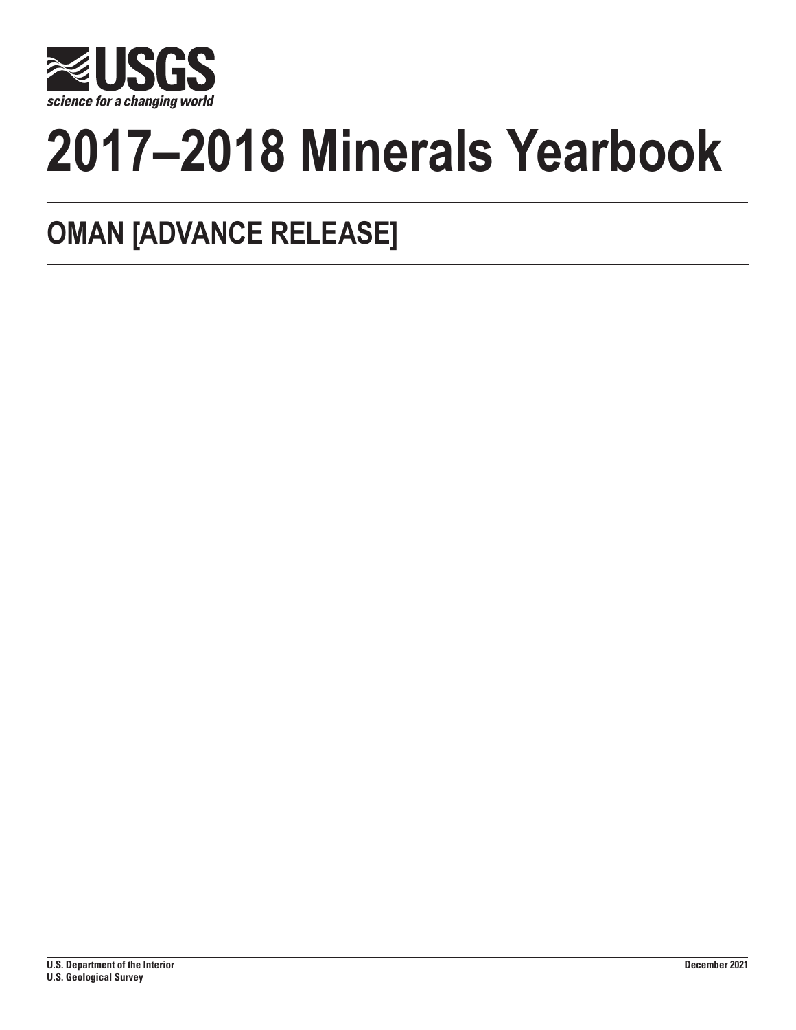USGS

science for a changing world

# 2017–2018 Minerals Yearbook

## OMAN [ADVANCE RELEASE]

**U.S. Department of the Interior**
**U.S. Geological Survey**

**December 2021**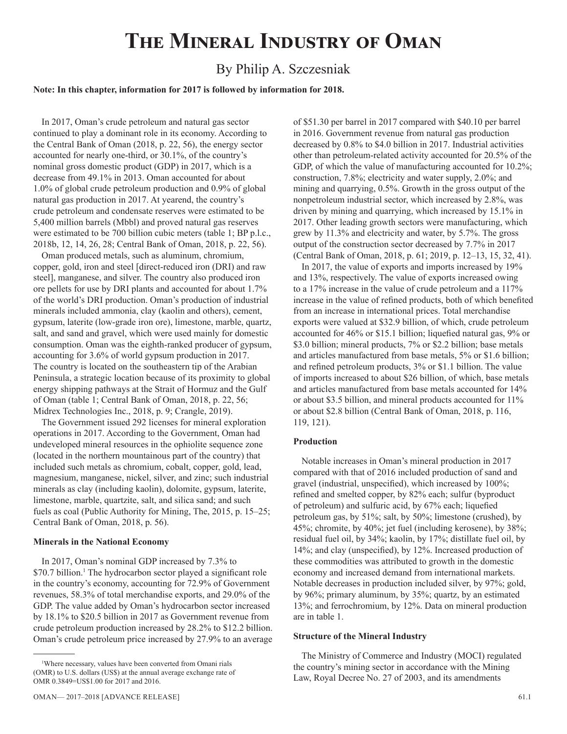# The Mineral Industry of Oman

By Philip A. Szczesniak

**Note: In this chapter, information for 2017 is followed by information for 2018.**

In 2017, Oman's crude petroleum and natural gas sector continued to play a dominant role in its economy. According to the Central Bank of Oman (2018, p. 22, 56), the energy sector accounted for nearly one-third, or 30.1%, of the country's nominal gross domestic product (GDP) in 2017, which is a decrease from 49.1% in 2013. Oman accounted for about 1.0% of global crude petroleum production and 0.9% of global natural gas production in 2017. At yearend, the country's crude petroleum and condensate reserves were estimated to be 5,400 million barrels (Mbbl) and proved natural gas reserves were estimated to be 700 billion cubic meters (table 1; BP p.l.c., 2018b, 12, 14, 26, 28; Central Bank of Oman, 2018, p. 22, 56).

Oman produced metals, such as aluminum, chromium, copper, gold, iron and steel [direct-reduced iron (DRI) and raw steel], manganese, and silver. The country also produced iron ore pellets for use by DRI plants and accounted for about 1.7% of the world's DRI production. Oman's production of industrial minerals included ammonia, clay (kaolin and others), cement, gypsum, laterite (low-grade iron ore), limestone, marble, quartz, salt, and sand and gravel, which were used mainly for domestic consumption. Oman was the eighth-ranked producer of gypsum, accounting for 3.6% of world gypsum production in 2017. The country is located on the southeastern tip of the Arabian Peninsula, a strategic location because of its proximity to global energy shipping pathways at the Strait of Hormuz and the Gulf of Oman (table 1; Central Bank of Oman, 2018, p. 22, 56; Midrex Technologies Inc., 2018, p. 9; Crangle, 2019).

The Government issued 292 licenses for mineral exploration operations in 2017. According to the Government, Oman had undeveloped mineral resources in the ophiolite sequence zone (located in the northern mountainous part of the country) that included such metals as chromium, cobalt, copper, gold, lead, magnesium, manganese, nickel, silver, and zinc; such industrial minerals as clay (including kaolin), dolomite, gypsum, laterite, limestone, marble, quartzite, salt, and silica sand; and such fuels as coal (Public Authority for Mining, The, 2015, p. 15–25; Central Bank of Oman, 2018, p. 56).

### Minerals in the National Economy

In 2017, Oman's nominal GDP increased by 7.3% to $70.7 billion.[1] The hydrocarbon sector played a significant role in the country's economy, accounting for 72.9% of Government revenues, 58.3% of total merchandise exports, and 29.0% of the GDP. The value added by Oman's hydrocarbon sector increased by 18.1% to $20.5 billion in 2017 as Government revenue from crude petroleum production increased by 28.2% to $12.2 billion. Oman's crude petroleum price increased by 27.9% to an average of $51.30 per barrel in 2017 compared with $40.10 per barrel in 2016. Government revenue from natural gas production decreased by 0.8% to $4.0 billion in 2017. Industrial activities other than petroleum-related activity accounted for 20.5% of the GDP, of which the value of manufacturing accounted for 10.2%; construction, 7.8%; electricity and water supply, 2.0%; and mining and quarrying, 0.5%. Growth in the gross output of the nonpetroleum industrial sector, which increased by 2.8%, was driven by mining and quarrying, which increased by 15.1% in 2017. Other leading growth sectors were manufacturing, which grew by 11.3% and electricity and water, by 5.7%. The gross output of the construction sector decreased by 7.7% in 2017 (Central Bank of Oman, 2018, p. 61; 2019, p. 12–13, 15, 32, 41).

In 2017, the value of exports and imports increased by 19% and 13%, respectively. The value of exports increased owing to a 17% increase in the value of crude petroleum and a 117% increase in the value of refined products, both of which benefited from an increase in international prices. Total merchandise exports were valued at $32.9 billion, of which, crude petroleum accounted for 46% or $15.1 billion; liquefied natural gas, 9% or $3.0 billion; mineral products, 7% or $2.2 billion; base metals and articles manufactured from base metals, 5% or $1.6 billion; and refined petroleum products, 3% or $1.1 billion. The value of imports increased to about $26 billion, of which, base metals and articles manufactured from base metals accounted for 14% or about $3.5 billion, and mineral products accounted for 11% or about $2.8 billion (Central Bank of Oman, 2018, p. 116, 119, 121).

### Production

Notable increases in Oman's mineral production in 2017 compared with that of 2016 included production of sand and gravel (industrial, unspecified), which increased by 100%; refined and smelted copper, by 82% each; sulfur (byproduct of petroleum) and sulfuric acid, by 67% each; liquefied petroleum gas, by 51%; salt, by 50%; limestone (crushed), by 45%; chromite, by 40%; jet fuel (including kerosene), by 38%; residual fuel oil, by 34%; kaolin, by 17%; distillate fuel oil, by 14%; and clay (unspecified), by 12%. Increased production of these commodities was attributed to growth in the domestic economy and increased demand from international markets. Notable decreases in production included silver, by 97%; gold, by 96%; primary aluminum, by 35%; quartz, by an estimated 13%; and ferrochromium, by 12%. Data on mineral production are in table 1.

### Structure of the Mineral Industry

The Ministry of Commerce and Industry (MOCI) regulated the country's mining sector in accordance with the Mining Law, Royal Decree No. 27 of 2003, and its amendments

[1]Where necessary, values have been converted from Omani rials (OMR) to U.S. dollars (US$) at the annual average exchange rate of OMR 0.3849=US$1.00 for 2017 and 2016.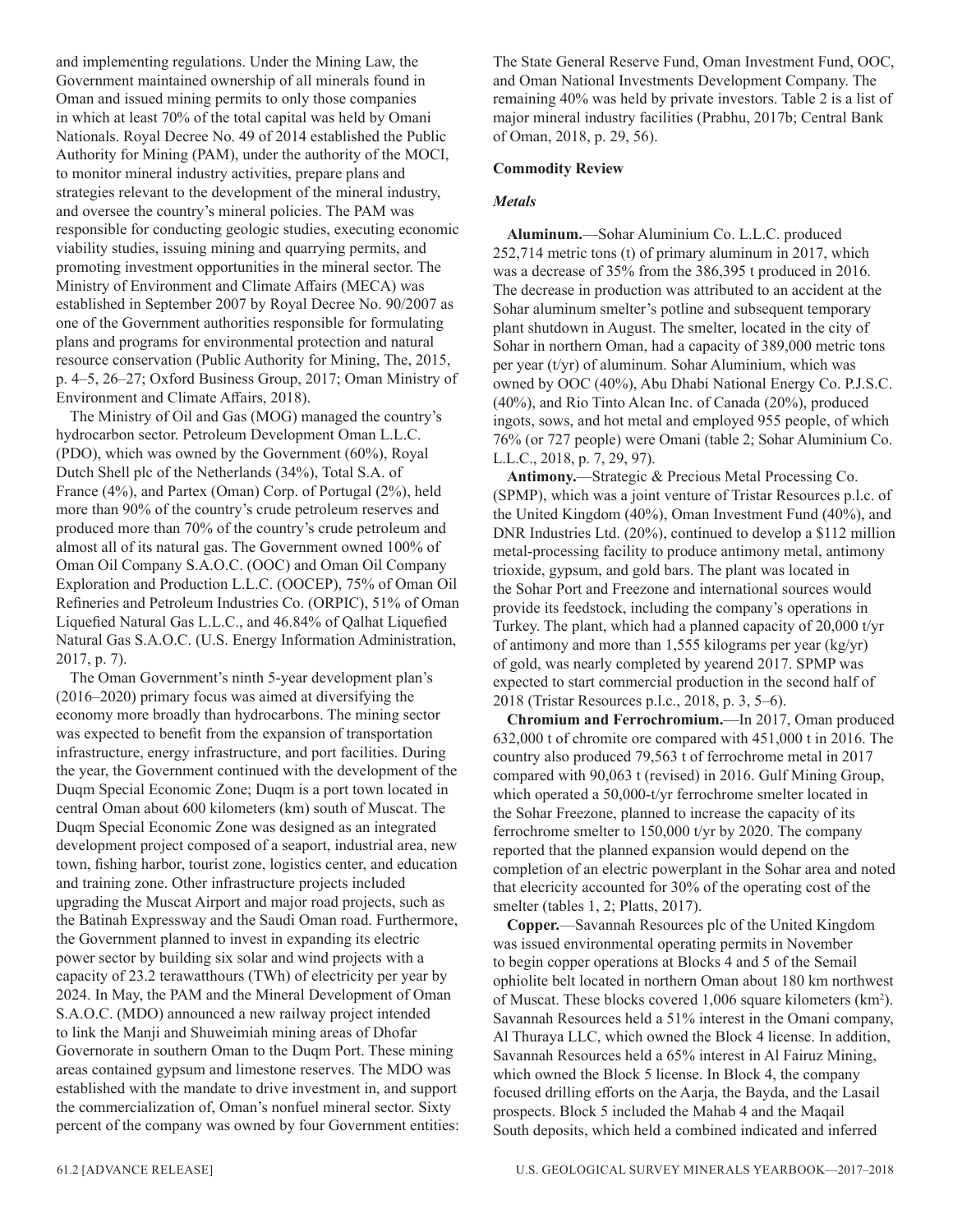and implementing regulations. Under the Mining Law, the Government maintained ownership of all minerals found in Oman and issued mining permits to only those companies in which at least 70% of the total capital was held by Omani Nationals. Royal Decree No. 49 of 2014 established the Public Authority for Mining (PAM), under the authority of the MOCI, to monitor mineral industry activities, prepare plans and strategies relevant to the development of the mineral industry, and oversee the country's mineral policies. The PAM was responsible for conducting geologic studies, executing economic viability studies, issuing mining and quarrying permits, and promoting investment opportunities in the mineral sector. The Ministry of Environment and Climate Affairs (MECA) was established in September 2007 by Royal Decree No. 90/2007 as one of the Government authorities responsible for formulating plans and programs for environmental protection and natural resource conservation (Public Authority for Mining, The, 2015, p. 4–5, 26–27; Oxford Business Group, 2017; Oman Ministry of Environment and Climate Affairs, 2018).

The Ministry of Oil and Gas (MOG) managed the country's hydrocarbon sector. Petroleum Development Oman L.L.C. (PDO), which was owned by the Government (60%), Royal Dutch Shell plc of the Netherlands (34%), Total S.A. of France (4%), and Partex (Oman) Corp. of Portugal (2%), held more than 90% of the country's crude petroleum reserves and produced more than 70% of the country's crude petroleum and almost all of its natural gas. The Government owned 100% of Oman Oil Company S.A.O.C. (OOC) and Oman Oil Company Exploration and Production L.L.C. (OOCEP), 75% of Oman Oil Refineries and Petroleum Industries Co. (ORPIC), 51% of Oman Liquefied Natural Gas L.L.C., and 46.84% of Qalhat Liquefied Natural Gas S.A.O.C. (U.S. Energy Information Administration, 2017, p. 7).

The Oman Government's ninth 5-year development plan's (2016–2020) primary focus was aimed at diversifying the economy more broadly than hydrocarbons. The mining sector was expected to benefit from the expansion of transportation infrastructure, energy infrastructure, and port facilities. During the year, the Government continued with the development of the Duqm Special Economic Zone; Duqm is a port town located in central Oman about 600 kilometers (km) south of Muscat. The Duqm Special Economic Zone was designed as an integrated development project composed of a seaport, industrial area, new town, fishing harbor, tourist zone, logistics center, and education and training zone. Other infrastructure projects included upgrading the Muscat Airport and major road projects, such as the Batinah Expressway and the Saudi Oman road. Furthermore, the Government planned to invest in expanding its electric power sector by building six solar and wind projects with a capacity of 23.2 terawatthours (TWh) of electricity per year by 2024. In May, the PAM and the Mineral Development of Oman S.A.O.C. (MDO) announced a new railway project intended to link the Manji and Shuweimiah mining areas of Dhofar Governorate in southern Oman to the Duqm Port. These mining areas contained gypsum and limestone reserves. The MDO was established with the mandate to drive investment in, and support the commercialization of, Oman's nonfuel mineral sector. Sixty percent of the company was owned by four Government entities: The State General Reserve Fund, Oman Investment Fund, OOC, and Oman National Investments Development Company. The remaining 40% was held by private investors. Table 2 is a list of major mineral industry facilities (Prabhu, 2017b; Central Bank of Oman, 2018, p. 29, 56).

## Commodity Review

### *Metals*

**Aluminum.**—Sohar Aluminium Co. L.L.C. produced 252,714 metric tons (t) of primary aluminum in 2017, which was a decrease of 35% from the 386,395 t produced in 2016. The decrease in production was attributed to an accident at the Sohar aluminum smelter's potline and subsequent temporary plant shutdown in August. The smelter, located in the city of Sohar in northern Oman, had a capacity of 389,000 metric tons per year (t/yr) of aluminum. Sohar Aluminium, which was owned by OOC (40%), Abu Dhabi National Energy Co. P.J.S.C. (40%), and Rio Tinto Alcan Inc. of Canada (20%), produced ingots, sows, and hot metal and employed 955 people, of which 76% (or 727 people) were Omani (table 2; Sohar Aluminium Co. L.L.C., 2018, p. 7, 29, 97).

**Antimony.**—Strategic & Precious Metal Processing Co. (SPMP), which was a joint venture of Tristar Resources p.l.c. of the United Kingdom (40%), Oman Investment Fund (40%), and DNR Industries Ltd. (20%), continued to develop a $112 million metal-processing facility to produce antimony metal, antimony trioxide, gypsum, and gold bars. The plant was located in the Sohar Port and Freezone and international sources would provide its feedstock, including the company's operations in Turkey. The plant, which had a planned capacity of 20,000 t/yr of antimony and more than 1,555 kilograms per year (kg/yr) of gold, was nearly completed by yearend 2017. SPMP was expected to start commercial production in the second half of 2018 (Tristar Resources p.l.c., 2018, p. 3, 5–6).

**Chromium and Ferrochromium.**—In 2017, Oman produced 632,000 t of chromite ore compared with 451,000 t in 2016. The country also produced 79,563 t of ferrochrome metal in 2017 compared with 90,063 t (revised) in 2016. Gulf Mining Group, which operated a 50,000-t/yr ferrochrome smelter located in the Sohar Freezone, planned to increase the capacity of its ferrochrome smelter to 150,000 t/yr by 2020. The company reported that the planned expansion would depend on the completion of an electric powerplant in the Sohar area and noted that elecricity accounted for 30% of the operating cost of the smelter (tables 1, 2; Platts, 2017).

**Copper.**—Savannah Resources plc of the United Kingdom was issued environmental operating permits in November to begin copper operations at Blocks 4 and 5 of the Semail ophiolite belt located in northern Oman about 180 km northwest of Muscat. These blocks covered 1,006 square kilometers (km$^2$). Savannah Resources held a 51% interest in the Omani company, Al Thuraya LLC, which owned the Block 4 license. In addition, Savannah Resources held a 65% interest in Al Fairuz Mining, which owned the Block 5 license. In Block 4, the company focused drilling efforts on the Aarja, the Bayda, and the Lasail prospects. Block 5 included the Mahab 4 and the Maqail South deposits, which held a combined indicated and inferred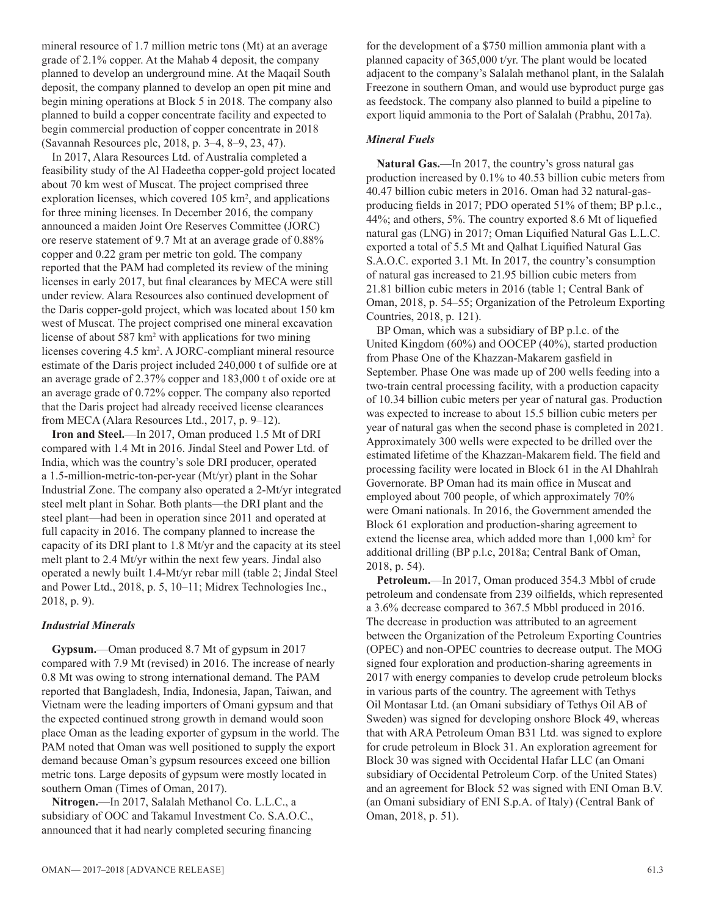mineral resource of 1.7 million metric tons (Mt) at an average grade of 2.1% copper. At the Mahab 4 deposit, the company planned to develop an underground mine. At the Maqail South deposit, the company planned to develop an open pit mine and begin mining operations at Block 5 in 2018. The company also planned to build a copper concentrate facility and expected to begin commercial production of copper concentrate in 2018 (Savannah Resources plc, 2018, p. 3–4, 8–9, 23, 47).

In 2017, Alara Resources Ltd. of Australia completed a feasibility study of the Al Hadeetha copper-gold project located about 70 km west of Muscat. The project comprised three exploration licenses, which covered 105 km$^2$, and applications for three mining licenses. In December 2016, the company announced a maiden Joint Ore Reserves Committee (JORC) ore reserve statement of 9.7 Mt at an average grade of 0.88% copper and 0.22 gram per metric ton gold. The company reported that the PAM had completed its review of the mining licenses in early 2017, but final clearances by MECA were still under review. Alara Resources also continued development of the Daris copper-gold project, which was located about 150 km west of Muscat. The project comprised one mineral excavation license of about 587 km$^2$ with applications for two mining licenses covering 4.5 km$^2$. A JORC-compliant mineral resource estimate of the Daris project included 240,000 t of sulfide ore at an average grade of 2.37% copper and 183,000 t of oxide ore at an average grade of 0.72% copper. The company also reported that the Daris project had already received license clearances from MECA (Alara Resources Ltd., 2017, p. 9–12).

**Iron and Steel.**—In 2017, Oman produced 1.5 Mt of DRI compared with 1.4 Mt in 2016. Jindal Steel and Power Ltd. of India, which was the country's sole DRI producer, operated a 1.5-million-metric-ton-per-year (Mt/yr) plant in the Sohar Industrial Zone. The company also operated a 2-Mt/yr integrated steel melt plant in Sohar. Both plants—the DRI plant and the steel plant—had been in operation since 2011 and operated at full capacity in 2016. The company planned to increase the capacity of its DRI plant to 1.8 Mt/yr and the capacity at its steel melt plant to 2.4 Mt/yr within the next few years. Jindal also operated a newly built 1.4-Mt/yr rebar mill (table 2; Jindal Steel and Power Ltd., 2018, p. 5, 10–11; Midrex Technologies Inc., 2018, p. 9).

### *Industrial Minerals*

**Gypsum.**—Oman produced 8.7 Mt of gypsum in 2017 compared with 7.9 Mt (revised) in 2016. The increase of nearly 0.8 Mt was owing to strong international demand. The PAM reported that Bangladesh, India, Indonesia, Japan, Taiwan, and Vietnam were the leading importers of Omani gypsum and that the expected continued strong growth in demand would soon place Oman as the leading exporter of gypsum in the world. The PAM noted that Oman was well positioned to supply the export demand because Oman's gypsum resources exceed one billion metric tons. Large deposits of gypsum were mostly located in southern Oman (Times of Oman, 2017).

**Nitrogen.**—In 2017, Salalah Methanol Co. L.L.C., a subsidiary of OOC and Takamul Investment Co. S.A.O.C., announced that it had nearly completed securing financing for the development of a $750 million ammonia plant with a planned capacity of 365,000 t/yr. The plant would be located adjacent to the company's Salalah methanol plant, in the Salalah Freezone in southern Oman, and would use byproduct purge gas as feedstock. The company also planned to build a pipeline to export liquid ammonia to the Port of Salalah (Prabhu, 2017a).

### *Mineral Fuels*

**Natural Gas.**—In 2017, the country's gross natural gas production increased by 0.1% to 40.53 billion cubic meters from 40.47 billion cubic meters in 2016. Oman had 32 natural-gas-producing fields in 2017; PDO operated 51% of them; BP p.l.c., 44%; and others, 5%. The country exported 8.6 Mt of liquefied natural gas (LNG) in 2017; Oman Liquified Natural Gas L.L.C. exported a total of 5.5 Mt and Qalhat Liquified Natural Gas S.A.O.C. exported 3.1 Mt. In 2017, the country's consumption of natural gas increased to 21.95 billion cubic meters from 21.81 billion cubic meters in 2016 (table 1; Central Bank of Oman, 2018, p. 54–55; Organization of the Petroleum Exporting Countries, 2018, p. 121).

BP Oman, which was a subsidiary of BP p.l.c. of the United Kingdom (60%) and OOCEP (40%), started production from Phase One of the Khazzan-Makarem gasfield in September. Phase One was made up of 200 wells feeding into a two-train central processing facility, with a production capacity of 10.34 billion cubic meters per year of natural gas. Production was expected to increase to about 15.5 billion cubic meters per year of natural gas when the second phase is completed in 2021. Approximately 300 wells were expected to be drilled over the estimated lifetime of the Khazzan-Makarem field. The field and processing facility were located in Block 61 in the Al Dhahlrah Governorate. BP Oman had its main office in Muscat and employed about 700 people, of which approximately 70% were Omani nationals. In 2016, the Government amended the Block 61 exploration and production-sharing agreement to extend the license area, which added more than 1,000 km$^2$ for additional drilling (BP p.l.c, 2018a; Central Bank of Oman, 2018, p. 54).

**Petroleum.**—In 2017, Oman produced 354.3 Mbbl of crude petroleum and condensate from 239 oilfields, which represented a 3.6% decrease compared to 367.5 Mbbl produced in 2016. The decrease in production was attributed to an agreement between the Organization of the Petroleum Exporting Countries (OPEC) and non-OPEC countries to decrease output. The MOG signed four exploration and production-sharing agreements in 2017 with energy companies to develop crude petroleum blocks in various parts of the country. The agreement with Tethys Oil Montasar Ltd. (an Omani subsidiary of Tethys Oil AB of Sweden) was signed for developing onshore Block 49, whereas that with ARA Petroleum Oman B31 Ltd. was signed to explore for crude petroleum in Block 31. An exploration agreement for Block 30 was signed with Occidental Hafar LLC (an Omani subsidiary of Occidental Petroleum Corp. of the United States) and an agreement for Block 52 was signed with ENI Oman B.V. (an Omani subsidiary of ENI S.p.A. of Italy) (Central Bank of Oman, 2018, p. 51).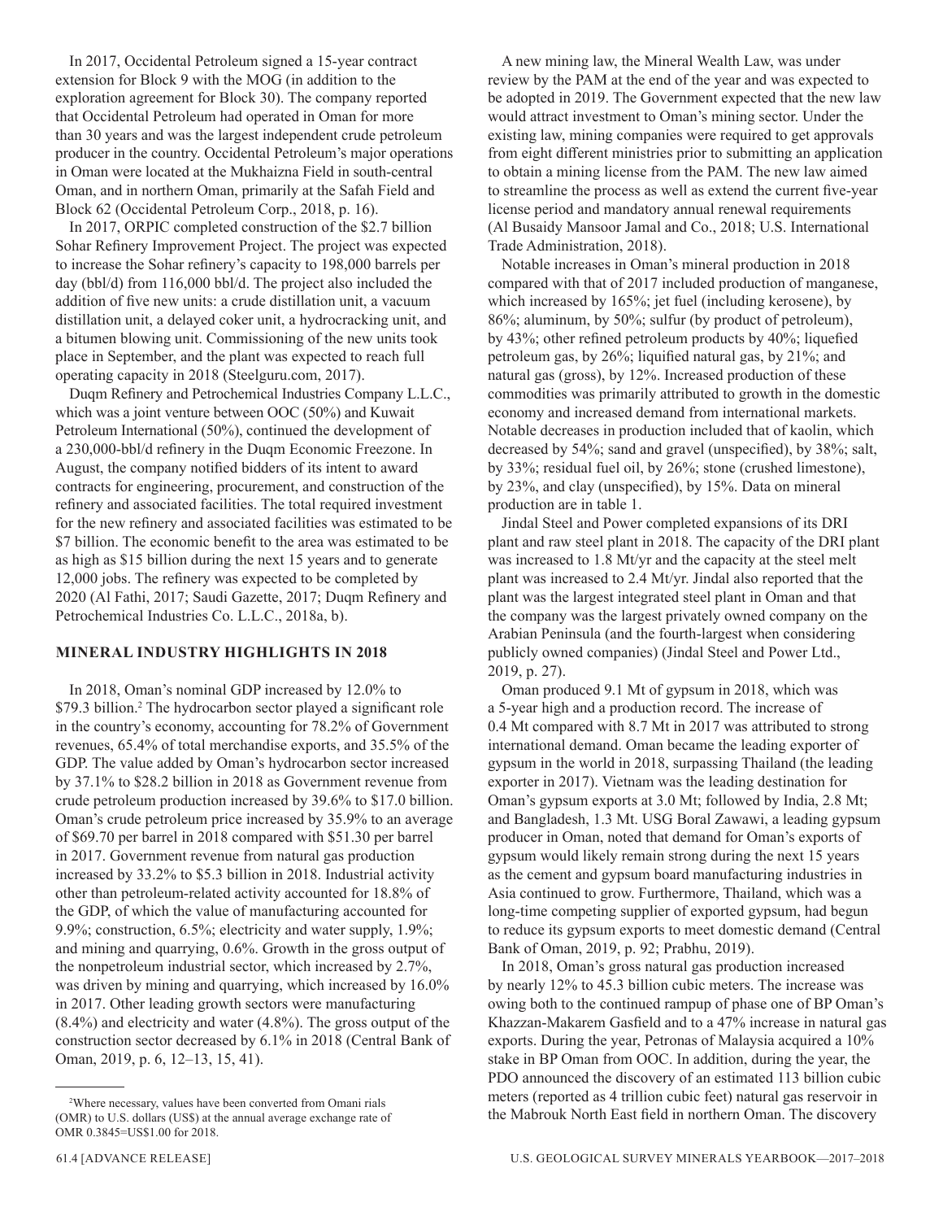In 2017, Occidental Petroleum signed a 15-year contract extension for Block 9 with the MOG (in addition to the exploration agreement for Block 30). The company reported that Occidental Petroleum had operated in Oman for more than 30 years and was the largest independent crude petroleum producer in the country. Occidental Petroleum's major operations in Oman were located at the Mukhaizna Field in south-central Oman, and in northern Oman, primarily at the Safah Field and Block 62 (Occidental Petroleum Corp., 2018, p. 16).

In 2017, ORPIC completed construction of the $2.7 billion Sohar Refinery Improvement Project. The project was expected to increase the Sohar refinery's capacity to 198,000 barrels per day (bbl/d) from 116,000 bbl/d. The project also included the addition of five new units: a crude distillation unit, a vacuum distillation unit, a delayed coker unit, a hydrocracking unit, and a bitumen blowing unit. Commissioning of the new units took place in September, and the plant was expected to reach full operating capacity in 2018 (Steelguru.com, 2017).

Duqm Refinery and Petrochemical Industries Company L.L.C., which was a joint venture between OOC (50%) and Kuwait Petroleum International (50%), continued the development of a 230,000-bbl/d refinery in the Duqm Economic Freezone. In August, the company notified bidders of its intent to award contracts for engineering, procurement, and construction of the refinery and associated facilities. The total required investment for the new refinery and associated facilities was estimated to be $7 billion. The economic benefit to the area was estimated to be as high as $15 billion during the next 15 years and to generate 12,000 jobs. The refinery was expected to be completed by 2020 (Al Fathi, 2017; Saudi Gazette, 2017; Duqm Refinery and Petrochemical Industries Co. L.L.C., 2018a, b).

## MINERAL INDUSTRY HIGHLIGHTS IN 2018

In 2018, Oman's nominal GDP increased by 12.0% to $79.3 billion.[2] The hydrocarbon sector played a significant role in the country's economy, accounting for 78.2% of Government revenues, 65.4% of total merchandise exports, and 35.5% of the GDP. The value added by Oman's hydrocarbon sector increased by 37.1% to $28.2 billion in 2018 as Government revenue from crude petroleum production increased by 39.6% to $17.0 billion. Oman's crude petroleum price increased by 35.9% to an average of $69.70 per barrel in 2018 compared with $51.30 per barrel in 2017. Government revenue from natural gas production increased by 33.2% to $5.3 billion in 2018. Industrial activity other than petroleum-related activity accounted for 18.8% of the GDP, of which the value of manufacturing accounted for 9.9%; construction, 6.5%; electricity and water supply, 1.9%; and mining and quarrying, 0.6%. Growth in the gross output of the nonpetroleum industrial sector, which increased by 2.7%, was driven by mining and quarrying, which increased by 16.0% in 2017. Other leading growth sectors were manufacturing (8.4%) and electricity and water (4.8%). The gross output of the construction sector decreased by 6.1% in 2018 (Central Bank of Oman, 2019, p. 6, 12–13, 15, 41).

[2]Where necessary, values have been converted from Omani rials (OMR) to U.S. dollars (US$) at the annual average exchange rate of OMR 0.3845=US$1.00 for 2018.

A new mining law, the Mineral Wealth Law, was under review by the PAM at the end of the year and was expected to be adopted in 2019. The Government expected that the new law would attract investment to Oman's mining sector. Under the existing law, mining companies were required to get approvals from eight different ministries prior to submitting an application to obtain a mining license from the PAM. The new law aimed to streamline the process as well as extend the current five-year license period and mandatory annual renewal requirements (Al Busaidy Mansoor Jamal and Co., 2018; U.S. International Trade Administration, 2018).

Notable increases in Oman's mineral production in 2018 compared with that of 2017 included production of manganese, which increased by 165%; jet fuel (including kerosene), by 86%; aluminum, by 50%; sulfur (by product of petroleum), by 43%; other refined petroleum products by 40%; liquefied petroleum gas, by 26%; liquified natural gas, by 21%; and natural gas (gross), by 12%. Increased production of these commodities was primarily attributed to growth in the domestic economy and increased demand from international markets. Notable decreases in production included that of kaolin, which decreased by 54%; sand and gravel (unspecified), by 38%; salt, by 33%; residual fuel oil, by 26%; stone (crushed limestone), by 23%, and clay (unspecified), by 15%. Data on mineral production are in table 1.

Jindal Steel and Power completed expansions of its DRI plant and raw steel plant in 2018. The capacity of the DRI plant was increased to 1.8 Mt/yr and the capacity at the steel melt plant was increased to 2.4 Mt/yr. Jindal also reported that the plant was the largest integrated steel plant in Oman and that the company was the largest privately owned company on the Arabian Peninsula (and the fourth-largest when considering publicly owned companies) (Jindal Steel and Power Ltd., 2019, p. 27).

Oman produced 9.1 Mt of gypsum in 2018, which was a 5-year high and a production record. The increase of 0.4 Mt compared with 8.7 Mt in 2017 was attributed to strong international demand. Oman became the leading exporter of gypsum in the world in 2018, surpassing Thailand (the leading exporter in 2017). Vietnam was the leading destination for Oman's gypsum exports at 3.0 Mt; followed by India, 2.8 Mt; and Bangladesh, 1.3 Mt. USG Boral Zawawi, a leading gypsum producer in Oman, noted that demand for Oman's exports of gypsum would likely remain strong during the next 15 years as the cement and gypsum board manufacturing industries in Asia continued to grow. Furthermore, Thailand, which was a long-time competing supplier of exported gypsum, had begun to reduce its gypsum exports to meet domestic demand (Central Bank of Oman, 2019, p. 92; Prabhu, 2019).

In 2018, Oman's gross natural gas production increased by nearly 12% to 45.3 billion cubic meters. The increase was owing both to the continued rampup of phase one of BP Oman's Khazzan-Makarem Gasfield and to a 47% increase in natural gas exports. During the year, Petronas of Malaysia acquired a 10% stake in BP Oman from OOC. In addition, during the year, the PDO announced the discovery of an estimated 113 billion cubic meters (reported as 4 trillion cubic feet) natural gas reservoir in the Mabrouk North East field in northern Oman. The discovery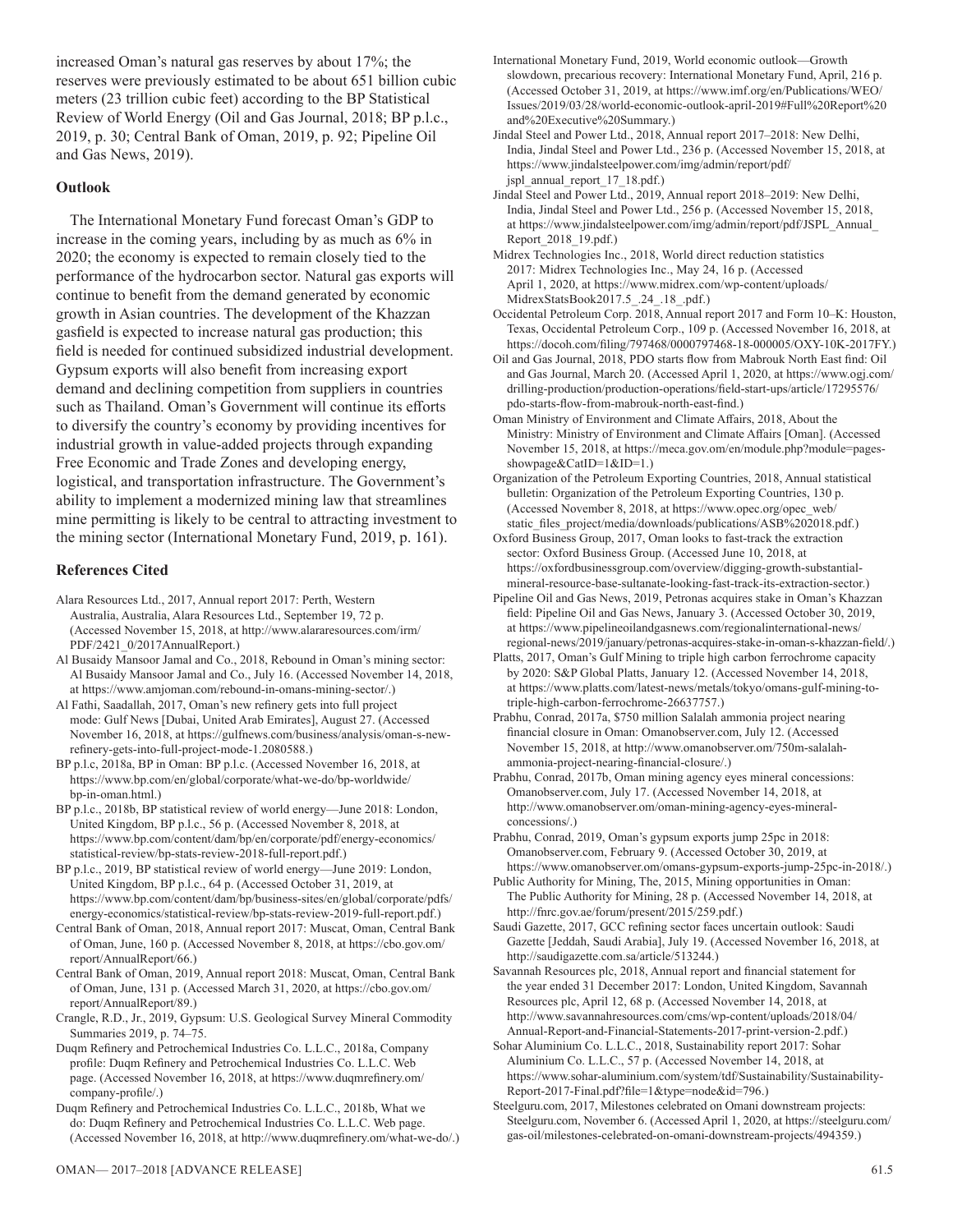increased Oman's natural gas reserves by about 17%; the reserves were previously estimated to be about 651 billion cubic meters (23 trillion cubic feet) according to the BP Statistical Review of World Energy (Oil and Gas Journal, 2018; BP p.l.c., 2019, p. 30; Central Bank of Oman, 2019, p. 92; Pipeline Oil and Gas News, 2019).

### Outlook

The International Monetary Fund forecast Oman's GDP to increase in the coming years, including by as much as 6% in 2020; the economy is expected to remain closely tied to the performance of the hydrocarbon sector. Natural gas exports will continue to benefit from the demand generated by economic growth in Asian countries. The development of the Khazzan gasfield is expected to increase natural gas production; this field is needed for continued subsidized industrial development. Gypsum exports will also benefit from increasing export demand and declining competition from suppliers in countries such as Thailand. Oman's Government will continue its efforts to diversify the country's economy by providing incentives for industrial growth in value-added projects through expanding Free Economic and Trade Zones and developing energy, logistical, and transportation infrastructure. The Government's ability to implement a modernized mining law that streamlines mine permitting is likely to be central to attracting investment to the mining sector (International Monetary Fund, 2019, p. 161).

### References Cited

Alara Resources Ltd., 2017, Annual report 2017: Perth, Western Australia, Australia, Alara Resources Ltd., September 19, 72 p. (Accessed November 15, 2018, at http://www.alararesources.com/irm/PDF/2421_0/2017AnnualReport.)

Al Busaidy Mansoor Jamal and Co., 2018, Rebound in Oman's mining sector: Al Busaidy Mansoor Jamal and Co., July 16. (Accessed November 14, 2018, at https://www.amjoman.com/rebound-in-omans-mining-sector/.)

Al Fathi, Saadallah, 2017, Oman's new refinery gets into full project mode: Gulf News [Dubai, United Arab Emirates], August 27. (Accessed November 16, 2018, at https://gulfnews.com/business/analysis/oman-s-new-refinery-gets-into-full-project-mode-1.2080588.)

BP p.l.c, 2018a, BP in Oman: BP p.l.c. (Accessed November 16, 2018, at https://www.bp.com/en/global/corporate/what-we-do/bp-worldwide/bp-in-oman.html.)

BP p.l.c., 2018b, BP statistical review of world energy—June 2018: London, United Kingdom, BP p.l.c., 56 p. (Accessed November 8, 2018, at https://www.bp.com/content/dam/bp/en/corporate/pdf/energy-economics/statistical-review/bp-stats-review-2018-full-report.pdf.)

BP p.l.c., 2019, BP statistical review of world energy—June 2019: London, United Kingdom, BP p.l.c., 64 p. (Accessed October 31, 2019, at https://www.bp.com/content/dam/bp/business-sites/en/global/corporate/pdfs/energy-economics/statistical-review/bp-stats-review-2019-full-report.pdf.)

Central Bank of Oman, 2018, Annual report 2017: Muscat, Oman, Central Bank of Oman, June, 160 p. (Accessed November 8, 2018, at https://cbo.gov.om/report/AnnualReport/66.)

Central Bank of Oman, 2019, Annual report 2018: Muscat, Oman, Central Bank of Oman, June, 131 p. (Accessed March 31, 2020, at https://cbo.gov.om/report/AnnualReport/89.)

Crangle, R.D., Jr., 2019, Gypsum: U.S. Geological Survey Mineral Commodity Summaries 2019, p. 74–75.

Duqm Refinery and Petrochemical Industries Co. L.L.C., 2018a, Company profile: Duqm Refinery and Petrochemical Industries Co. L.L.C. Web page. (Accessed November 16, 2018, at https://www.duqmrefinery.om/company-profile/.)

Duqm Refinery and Petrochemical Industries Co. L.L.C., 2018b, What we do: Duqm Refinery and Petrochemical Industries Co. L.L.C. Web page. (Accessed November 16, 2018, at http://www.duqmrefinery.om/what-we-do/.)

International Monetary Fund, 2019, World economic outlook—Growth slowdown, precarious recovery: International Monetary Fund, April, 216 p. (Accessed October 31, 2019, at https://www.imf.org/en/Publications/WEO/Issues/2019/03/28/world-economic-outlook-april-2019#Full%20Report%20and%20Executive%20Summary.)

Jindal Steel and Power Ltd., 2018, Annual report 2017–2018: New Delhi, India, Jindal Steel and Power Ltd., 236 p. (Accessed November 15, 2018, at https://www.jindalsteelpower.com/img/admin/report/pdf/jspl_annual_report_17_18.pdf.)

Jindal Steel and Power Ltd., 2019, Annual report 2018–2019: New Delhi, India, Jindal Steel and Power Ltd., 256 p. (Accessed November 15, 2018, at https://www.jindalsteelpower.com/img/admin/report/pdf/JSPL_Annual_Report_2018_19.pdf.)

Midrex Technologies Inc., 2018, World direct reduction statistics 2017: Midrex Technologies Inc., May 24, 16 p. (Accessed April 1, 2020, at https://www.midrex.com/wp-content/uploads/MidrexStatsBook2017.5_.24_.18_.pdf.)

Occidental Petroleum Corp. 2018, Annual report 2017 and Form 10–K: Houston, Texas, Occidental Petroleum Corp., 109 p. (Accessed November 16, 2018, at https://docoh.com/filing/797468/0000797468-18-000005/OXY-10K-2017FY.)

Oil and Gas Journal, 2018, PDO starts flow from Mabrouk North East find: Oil and Gas Journal, March 20. (Accessed April 1, 2020, at https://www.ogj.com/drilling-production/production-operations/field-start-ups/article/17295576/pdo-starts-flow-from-mabrouk-north-east-find.)

Oman Ministry of Environment and Climate Affairs, 2018, About the Ministry: Ministry of Environment and Climate Affairs [Oman]. (Accessed November 15, 2018, at https://meca.gov.om/en/module.php?module=pages-showpage&CatID=1&ID=1.)

Organization of the Petroleum Exporting Countries, 2018, Annual statistical bulletin: Organization of the Petroleum Exporting Countries, 130 p. (Accessed November 8, 2018, at https://www.opec.org/opec_web/static_files_project/media/downloads/publications/ASB%202018.pdf.)

Oxford Business Group, 2017, Oman looks to fast-track the extraction sector: Oxford Business Group. (Accessed June 10, 2018, at https://oxfordbusinessgroup.com/overview/digging-growth-substantial-mineral-resource-base-sultanate-looking-fast-track-its-extraction-sector.)

Pipeline Oil and Gas News, 2019, Petronas acquires stake in Oman's Khazzan field: Pipeline Oil and Gas News, January 3. (Accessed October 30, 2019, at https://www.pipelineoilandgasnews.com/regionalinternational-news/regional-news/2019/january/petronas-acquires-stake-in-oman-s-khazzan-field/.)

Platts, 2017, Oman's Gulf Mining to triple high carbon ferrochrome capacity by 2020: S&P Global Platts, January 12. (Accessed November 14, 2018, at https://www.platts.com/latest-news/metals/tokyo/omans-gulf-mining-to-triple-high-carbon-ferrochrome-26637757.)

Prabhu, Conrad, 2017a, $750 million Salalah ammonia project nearing financial closure in Oman: Omanobserver.com, July 12. (Accessed November 15, 2018, at http://www.omanobserver.om/750m-salalah-ammonia-project-nearing-financial-closure/.)

Prabhu, Conrad, 2017b, Oman mining agency eyes mineral concessions: Omanobserver.com, July 17. (Accessed November 14, 2018, at http://www.omanobserver.om/oman-mining-agency-eyes-mineral-concessions/.)

Prabhu, Conrad, 2019, Oman's gypsum exports jump 25pc in 2018: Omanobserver.com, February 9. (Accessed October 30, 2019, at https://www.omanobserver.om/omans-gypsum-exports-jump-25pc-in-2018/.)

Public Authority for Mining, The, 2015, Mining opportunities in Oman: The Public Authority for Mining, 28 p. (Accessed November 14, 2018, at http://fnrc.gov.ae/forum/present/2015/259.pdf.)

Saudi Gazette, 2017, GCC refining sector faces uncertain outlook: Saudi Gazette [Jeddah, Saudi Arabia], July 19. (Accessed November 16, 2018, at http://saudigazette.com.sa/article/513244.)

Savannah Resources plc, 2018, Annual report and financial statement for the year ended 31 December 2017: London, United Kingdom, Savannah Resources plc, April 12, 68 p. (Accessed November 14, 2018, at http://www.savannahresources.com/cms/wp-content/uploads/2018/04/Annual-Report-and-Financial-Statements-2017-print-version-2.pdf.)

Sohar Aluminium Co. L.L.C., 2018, Sustainability report 2017: Sohar Aluminium Co. L.L.C., 57 p. (Accessed November 14, 2018, at https://www.sohar-aluminium.com/system/tdf/Sustainability/Sustainability-Report-2017-Final.pdf?file=1&type=node&id=796.)

Steelguru.com, 2017, Milestones celebrated on Omani downstream projects: Steelguru.com, November 6. (Accessed April 1, 2020, at https://steelguru.com/gas-oil/milestones-celebrated-on-omani-downstream-projects/494359.)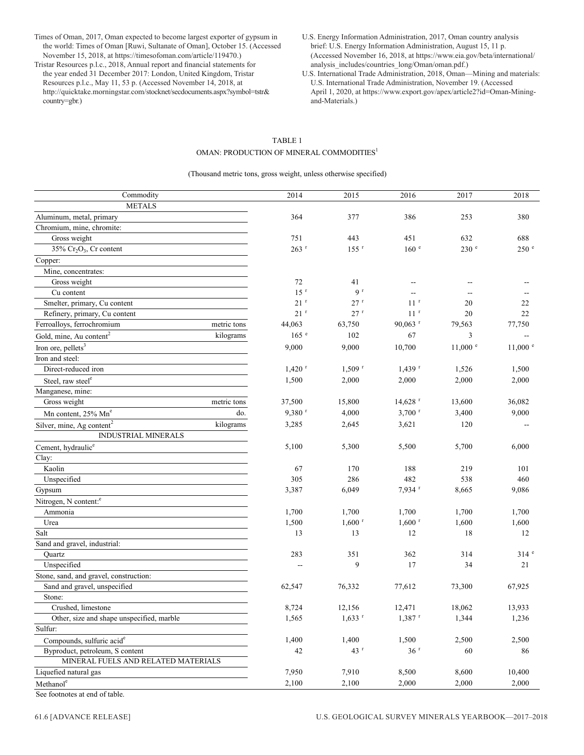Times of Oman, 2017, Oman expected to become largest exporter of gypsum in the world: Times of Oman [Ruwi, Sultanate of Oman], October 15. (Accessed November 15, 2018, at https://timesofoman.com/article/119470.)

Tristar Resources p.l.c., 2018, Annual report and financial statements for the year ended 31 December 2017: London, United Kingdom, Tristar Resources p.l.c., May 11, 53 p. (Accessed November 14, 2018, at http://quicktake.morningstar.com/stocknet/secdocuments.aspx?symbol=tstr&country=gbr.)

U.S. Energy Information Administration, 2017, Oman country analysis brief: U.S. Energy Information Administration, August 15, 11 p. (Accessed November 16, 2018, at https://www.eia.gov/beta/international/analysis_includes/countries_long/Oman/oman.pdf.)

U.S. International Trade Administration, 2018, Oman—Mining and materials: U.S. International Trade Administration, November 19. (Accessed April 1, 2020, at https://www.export.gov/apex/article2?id=Oman-Mining-and-Materials.)

TABLE 1

OMAN: PRODUCTION OF MINERAL COMMODITIES[1]

(Thousand metric tons, gross weight, unless otherwise specified)

| Commodity | | 2014 | 2015 | 2016 | 2017 | 2018 |
|---|---|---|---|---|---|---|
| METALS | | | | | | |
| Aluminum, metal, primary | | 364 | 377 | 386 | 253 | 380 |
| Chromium, mine, chromite: | | | | | | |
| Gross weight | | 751 | 443 | 451 | 632 | 688 |
| 35% $Cr_2O_3$, Cr content | | 263 r | 155 r | 160 e | 230 e | 250 e |
| Copper: | | | | | | |
| Mine, concentrates: | | | | | | |
| Gross weight | | 72 | 41 | -- | -- | -- |
| Cu content | | 15 r | 9 r | -- | -- | -- |
| Smelter, primary, Cu content | | 21 r | 27 r | 11 r | 20 | 22 |
| Refinery, primary, Cu content | | 21 r | 27 r | 11 r | 20 | 22 |
| Ferroalloys, ferrochromium | metric tons | 44,063 | 63,750 | 90,063 r | 79,563 | 77,750 |
| Gold, mine, Au content[2] | kilograms | 165 e | 102 | 67 | 3 | -- |
| Iron ore, pellets[3] | | 9,000 | 9,000 | 10,700 | 11,000 e | 11,000 e |
| Iron and steel: | | | | | | |
| Direct-reduced iron | | 1,420 r | 1,509 r | 1,439 r | 1,526 | 1,500 |
| Steel, raw steel[e] | | 1,500 | 2,000 | 2,000 | 2,000 | 2,000 |
| Manganese, mine: | | | | | | |
| Gross weight | metric tons | 37,500 | 15,800 | 14,628 r | 13,600 | 36,082 |
| Mn content, 25% Mn[e] | do. | 9,380 r | 4,000 | 3,700 r | 3,400 | 9,000 |
| Silver, mine, Ag content[2] | kilograms | 3,285 | 2,645 | 3,621 | 120 | -- |
| INDUSTRIAL MINERALS | | | | | | |
| Cement, hydraulic[e] | | 5,100 | 5,300 | 5,500 | 5,700 | 6,000 |
| Clay: | | | | | | |
| Kaolin | | 67 | 170 | 188 | 219 | 101 |
| Unspecified | | 305 | 286 | 482 | 538 | 460 |
| Gypsum | | 3,387 | 6,049 | 7,934 r | 8,665 | 9,086 |
| Nitrogen, N content:[e] | | | | | | |
| Ammonia | | 1,700 | 1,700 | 1,700 | 1,700 | 1,700 |
| Urea | | 1,500 | 1,600 r | 1,600 r | 1,600 | 1,600 |
| Salt | | 13 | 13 | 12 | 18 | 12 |
| Sand and gravel, industrial: | | | | | | |
| Quartz | | 283 | 351 | 362 | 314 | 314 e |
| Unspecified | | -- | 9 | 17 | 34 | 21 |
| Stone, sand, and gravel, construction: | | | | | | |
| Sand and gravel, unspecified | | 62,547 | 76,332 | 77,612 | 73,300 | 67,925 |
| Stone: | | | | | | |
| Crushed, limestone | | 8,724 | 12,156 | 12,471 | 18,062 | 13,933 |
| Other, size and shape unspecified, marble | | 1,565 | 1,633 r | 1,387 r | 1,344 | 1,236 |
| Sulfur: | | | | | | |
| Compounds, sulfuric acid[e] | | 1,400 | 1,400 | 1,500 | 2,500 | 2,500 |
| Byproduct, petroleum, S content | | 42 | 43 r | 36 r | 60 | 86 |
| MINERAL FUELS AND RELATED MATERIALS | | | | | | |
| Liquefied natural gas | | 7,950 | 7,910 | 8,500 | 8,600 | 10,400 |
| Methanol[e] | | 2,100 | 2,100 | 2,000 | 2,000 | 2,000 |

See footnotes at end of table.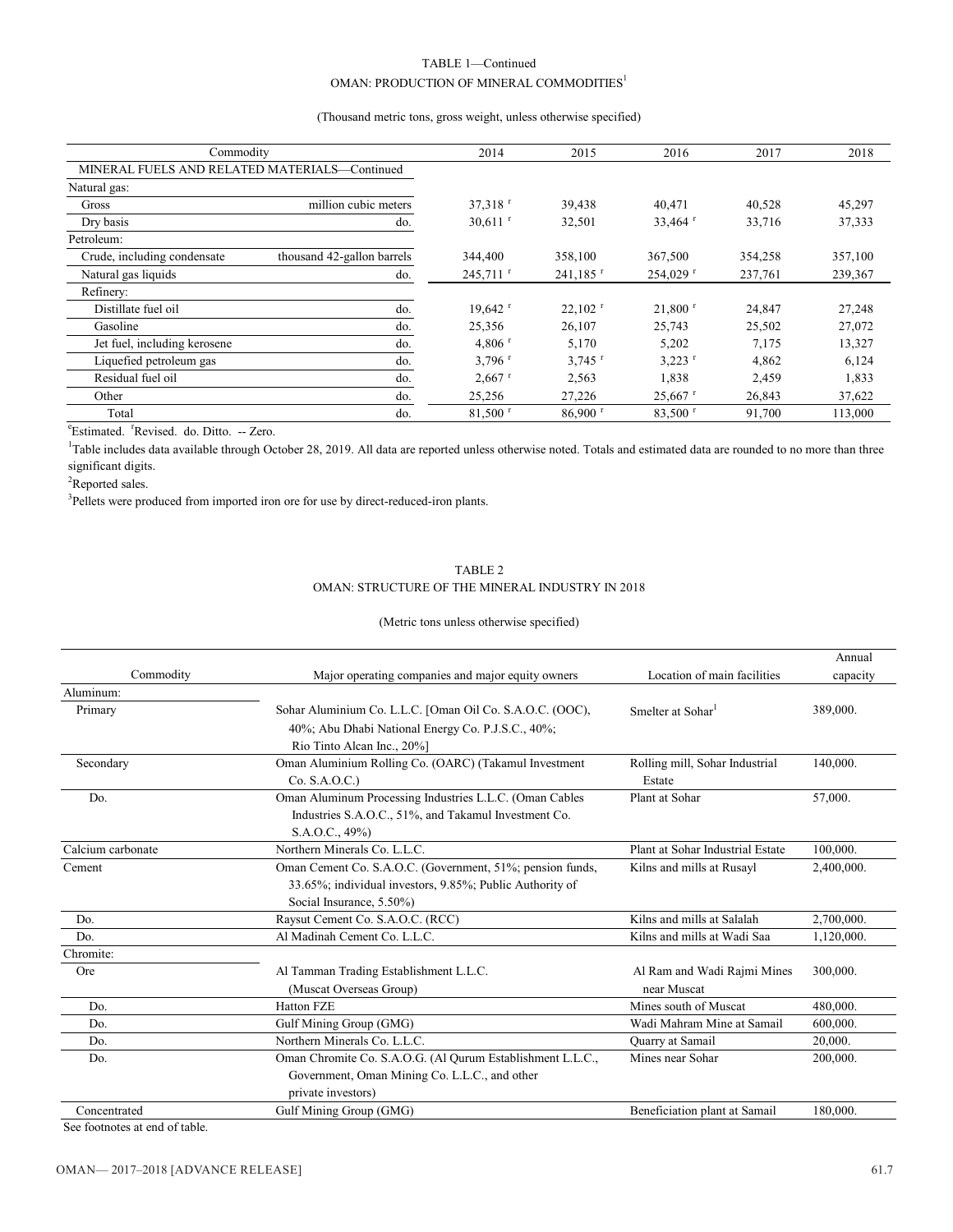TABLE 1—Continued
OMAN: PRODUCTION OF MINERAL COMMODITIES[1]

(Thousand metric tons, gross weight, unless otherwise specified)

| Commodity | | 2014 | 2015 | 2016 | 2017 | 2018 |
|---|---|---|---|---|---|---|
| MINERAL FUELS AND RELATED MATERIALS—Continued | | | | | | |
| Natural gas: | | | | | | |
| Gross | million cubic meters | 37,318 r | 39,438 | 40,471 | 40,528 | 45,297 |
| Dry basis | do. | 30,611 r | 32,501 | 33,464 r | 33,716 | 37,333 |
| Petroleum: | | | | | | |
| Crude, including condensate | thousand 42-gallon barrels | 344,400 | 358,100 | 367,500 | 354,258 | 357,100 |
| Natural gas liquids | do. | 245,711 r | 241,185 r | 254,029 r | 237,761 | 239,367 |
| Refinery: | | | | | | |
| Distillate fuel oil | do. | 19,642 r | 22,102 r | 21,800 r | 24,847 | 27,248 |
| Gasoline | do. | 25,356 | 26,107 | 25,743 | 25,502 | 27,072 |
| Jet fuel, including kerosene | do. | 4,806 r | 5,170 | 5,202 | 7,175 | 13,327 |
| Liquefied petroleum gas | do. | 3,796 r | 3,745 r | 3,223 r | 4,862 | 6,124 |
| Residual fuel oil | do. | 2,667 r | 2,563 | 1,838 | 2,459 | 1,833 |
| Other | do. | 25,256 | 27,226 | 25,667 r | 26,843 | 37,622 |
| Total | do. | 81,500 r | 86,900 r | 83,500 r | 91,700 | 113,000 |

eEstimated. rRevised. do. Ditto. -- Zero.

[1]Table includes data available through October 28, 2019. All data are reported unless otherwise noted. Totals and estimated data are rounded to no more than three significant digits.

[2]Reported sales.

[3]Pellets were produced from imported iron ore for use by direct-reduced-iron plants.

TABLE 2
OMAN: STRUCTURE OF THE MINERAL INDUSTRY IN 2018

(Metric tons unless otherwise specified)

| Commodity | Major operating companies and major equity owners | Location of main facilities | Annual capacity |
|---|---|---|---|
| Aluminum: | | | |
| Primary | Sohar Aluminium Co. L.L.C. [Oman Oil Co. S.A.O.C. (OOC), 40%; Abu Dhabi National Energy Co. P.J.S.C., 40%; Rio Tinto Alcan Inc., 20%] | Smelter at Sohar[1] | 389,000. |
| Secondary | Oman Aluminium Rolling Co. (OARC) (Takamul Investment Co. S.A.O.C.) | Rolling mill, Sohar Industrial Estate | 140,000. |
| Do. | Oman Aluminum Processing Industries L.L.C. (Oman Cables Industries S.A.O.C., 51%, and Takamul Investment Co. S.A.O.C., 49%) | Plant at Sohar | 57,000. |
| Calcium carbonate | Northern Minerals Co. L.L.C. | Plant at Sohar Industrial Estate | 100,000. |
| Cement | Oman Cement Co. S.A.O.C. (Government, 51%; pension funds, 33.65%; individual investors, 9.85%; Public Authority of Social Insurance, 5.50%) | Kilns and mills at Rusayl | 2,400,000. |
| Do. | Raysut Cement Co. S.A.O.C. (RCC) | Kilns and mills at Salalah | 2,700,000. |
| Do. | Al Madinah Cement Co. L.L.C. | Kilns and mills at Wadi Saa | 1,120,000. |
| Chromite: | | | |
| Ore | Al Tamman Trading Establishment L.L.C. (Muscat Overseas Group) | Al Ram and Wadi Rajmi Mines near Muscat | 300,000. |
| Do. | Hatton FZE | Mines south of Muscat | 480,000. |
| Do. | Gulf Mining Group (GMG) | Wadi Mahram Mine at Samail | 600,000. |
| Do. | Northern Minerals Co. L.L.C. | Quarry at Samail | 20,000. |
| Do. | Oman Chromite Co. S.A.O.G. (Al Qurum Establishment L.L.C., Government, Oman Mining Co. L.L.C., and other private investors) | Mines near Sohar | 200,000. |
| Concentrated | Gulf Mining Group (GMG) | Beneficiation plant at Samail | 180,000. |

See footnotes at end of table.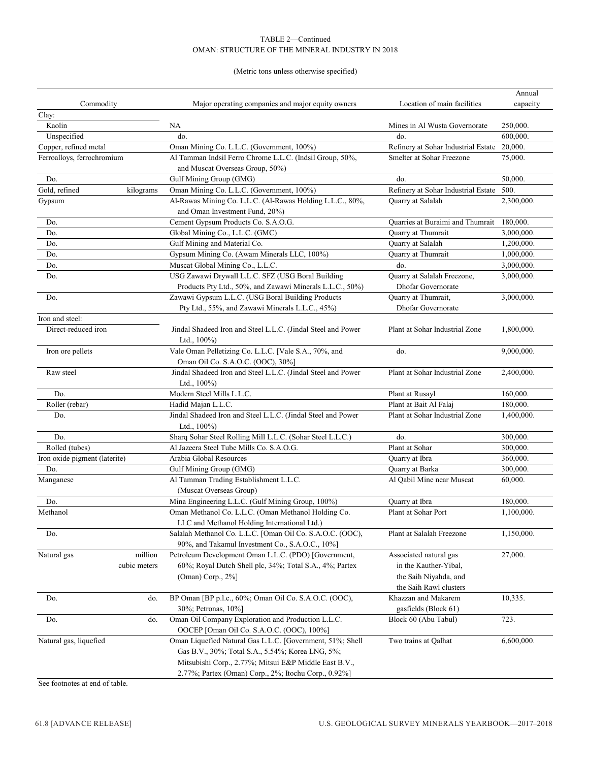TABLE 2—Continued
OMAN: STRUCTURE OF THE MINERAL INDUSTRY IN 2018

(Metric tons unless otherwise specified)

| Commodity | | Major operating companies and major equity owners | Location of main facilities | Annual capacity |
|---|---|---|---|---|
| Clay: | | | | |
| Kaolin | | NA | Mines in Al Wusta Governorate | 250,000. |
| Unspecified | | do. | do. | 600,000. |
| Copper, refined metal | | Oman Mining Co. L.L.C. (Government, 100%) | Refinery at Sohar Industrial Estate | 20,000. |
| Ferroalloys, ferrochromium | | Al Tamman Indsil Ferro Chrome L.L.C. (Indsil Group, 50%, and Muscat Overseas Group, 50%) | Smelter at Sohar Freezone | 75,000. |
| Do. | | Gulf Mining Group (GMG) | do. | 50,000. |
| Gold, refined | kilograms | Oman Mining Co. L.L.C. (Government, 100%) | Refinery at Sohar Industrial Estate | 500. |
| Gypsum | | Al-Rawas Mining Co. L.L.C. (Al-Rawas Holding L.L.C., 80%, and Oman Investment Fund, 20%) | Quarry at Salalah | 2,300,000. |
| Do. | | Cement Gypsum Products Co. S.A.O.G. | Quarries at Buraimi and Thumrait | 180,000. |
| Do. | | Global Mining Co., L.L.C. (GMC) | Quarry at Thumrait | 3,000,000. |
| Do. | | Gulf Mining and Material Co. | Quarry at Salalah | 1,200,000. |
| Do. | | Gypsum Mining Co. (Awam Minerals LLC, 100%) | Quarry at Thumrait | 1,000,000. |
| Do. | | Muscat Global Mining Co., L.L.C. | do. | 3,000,000. |
| Do. | | USG Zawawi Drywall L.L.C. SFZ (USG Boral Building Products Pty Ltd., 50%, and Zawawi Minerals L.L.C., 50%) | Quarry at Salalah Freezone, Dhofar Governorate | 3,000,000. |
| Do. | | Zawawi Gypsum L.L.C. (USG Boral Building Products Pty Ltd., 55%, and Zawawi Minerals L.L.C., 45%) | Quarry at Thumrait, Dhofar Governorate | 3,000,000. |
| Iron and steel: | | | | |
| Direct-reduced iron | | Jindal Shadeed Iron and Steel L.L.C. (Jindal Steel and Power Ltd., 100%) | Plant at Sohar Industrial Zone | 1,800,000. |
| Iron ore pellets | | Vale Oman Pelletizing Co. L.L.C. [Vale S.A., 70%, and Oman Oil Co. S.A.O.C. (OOC), 30%] | do. | 9,000,000. |
| Raw steel | | Jindal Shadeed Iron and Steel L.L.C. (Jindal Steel and Power Ltd., 100%) | Plant at Sohar Industrial Zone | 2,400,000. |
| Do. | | Modern Steel Mills L.L.C. | Plant at Rusayl | 160,000. |
| Roller (rebar) | | Hadid Majan L.L.C. | Plant at Bait Al Falaj | 180,000. |
| Do. | | Jindal Shadeed Iron and Steel L.L.C. (Jindal Steel and Power Ltd., 100%) | Plant at Sohar Industrial Zone | 1,400,000. |
| Do. | | Sharq Sohar Steel Rolling Mill L.L.C. (Sohar Steel L.L.C.) | do. | 300,000. |
| Rolled (tubes) | | Al Jazeera Steel Tube Mills Co. S.A.O.G. | Plant at Sohar | 300,000. |
| Iron oxide pigment (laterite) | | Arabia Global Resources | Quarry at Ibra | 360,000. |
| Do. | | Gulf Mining Group (GMG) | Quarry at Barka | 300,000. |
| Manganese | | Al Tamman Trading Establishment L.L.C. (Muscat Overseas Group) | Al Qabil Mine near Muscat | 60,000. |
| Do. | | Mina Engineering L.L.C. (Gulf Mining Group, 100%) | Quarry at Ibra | 180,000. |
| Methanol | | Oman Methanol Co. L.L.C. (Oman Methanol Holding Co. LLC and Methanol Holding International Ltd.) | Plant at Sohar Port | 1,100,000. |
| Do. | | Salalah Methanol Co. L.L.C. [Oman Oil Co. S.A.O.C. (OOC), 90%, and Takamul Investment Co., S.A.O.C., 10%] | Plant at Salalah Freezone | 1,150,000. |
| Natural gas | million cubic meters | Petroleum Development Oman L.L.C. (PDO) [Government, 60%; Royal Dutch Shell plc, 34%; Total S.A., 4%; Partex (Oman) Corp., 2%] | Associated natural gas in the Kauther-Yibal, the Saih Niyahda, and the Saih Rawl clusters | 27,000. |
| Do. | do. | BP Oman [BP p.l.c., 60%; Oman Oil Co. S.A.O.C. (OOC), 30%; Petronas, 10%] | Khazzan and Makarem gasfields (Block 61) | 10,335. |
| Do. | do. | Oman Oil Company Exploration and Production L.L.C. OOCEP [Oman Oil Co. S.A.O.C. (OOC), 100%] | Block 60 (Abu Tabul) | 723. |
| Natural gas, liquefied | | Oman Liquefied Natural Gas L.L.C. [Government, 51%; Shell Gas B.V., 30%; Total S.A., 5.54%; Korea LNG, 5%; Mitsubishi Corp., 2.77%; Mitsui E&P Middle East B.V., 2.77%; Partex (Oman) Corp., 2%; Itochu Corp., 0.92%] | Two trains at Qalhat | 6,600,000. |

See footnotes at end of table.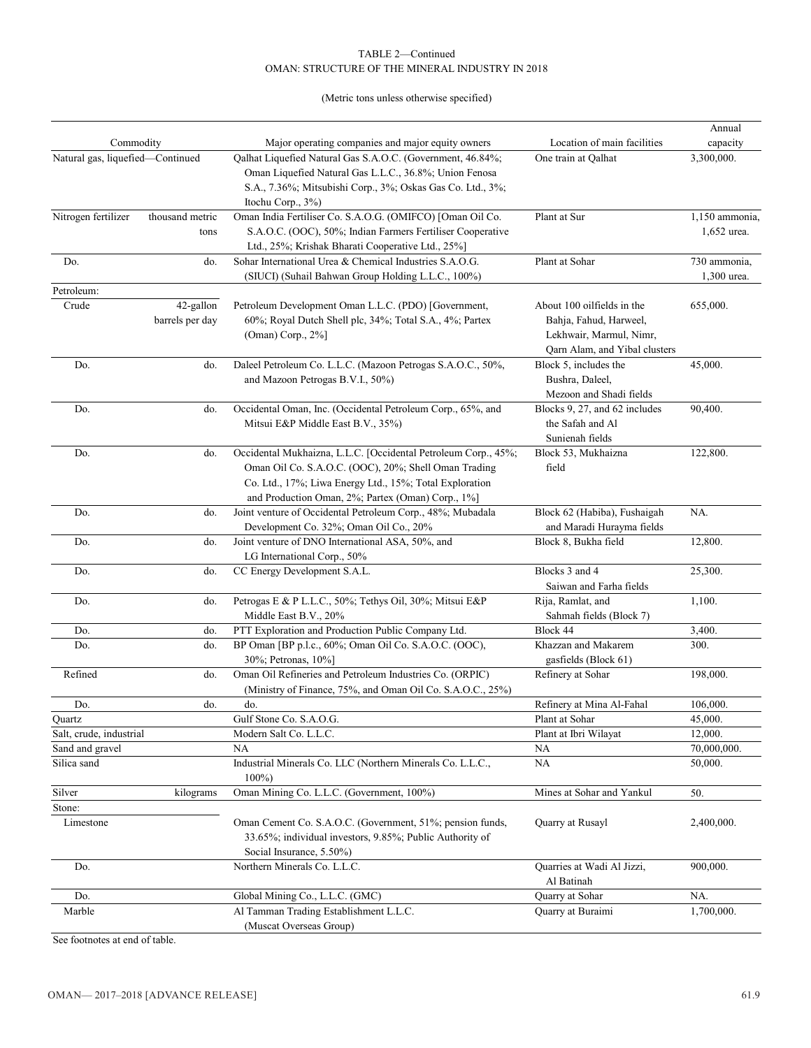TABLE 2—Continued
OMAN: STRUCTURE OF THE MINERAL INDUSTRY IN 2018

(Metric tons unless otherwise specified)

| Commodity | | Major operating companies and major equity owners | Location of main facilities | Annual capacity |
|---|---|---|---|---|
| Natural gas, liquefied—Continued | | Qalhat Liquefied Natural Gas S.A.O.C. (Government, 46.84%; Oman Liquefied Natural Gas L.L.C., 36.8%; Union Fenosa S.A., 7.36%; Mitsubishi Corp., 3%; Oskas Gas Co. Ltd., 3%; Itochu Corp., 3%) | One train at Qalhat | 3,300,000. |
| Nitrogen fertilizer | thousand metric tons | Oman India Fertiliser Co. S.A.O.G. (OMIFCO) [Oman Oil Co. S.A.O.C. (OOC), 50%; Indian Farmers Fertiliser Cooperative Ltd., 25%; Krishak Bharati Cooperative Ltd., 25%] | Plant at Sur | 1,150 ammonia, 1,652 urea. |
| Do. | do. | Sohar International Urea & Chemical Industries S.A.O.G. (SIUCI) (Suhail Bahwan Group Holding L.L.C., 100%) | Plant at Sohar | 730 ammonia, 1,300 urea. |
| Petroleum: | | | | |
| Crude | 42-gallon barrels per day | Petroleum Development Oman L.L.C. (PDO) [Government, 60%; Royal Dutch Shell plc, 34%; Total S.A., 4%; Partex (Oman) Corp., 2%] | About 100 oilfields in the Bahja, Fahud, Harweel, Lekhwair, Marmul, Nimr, Qarn Alam, and Yibal clusters | 655,000. |
| Do. | do. | Daleel Petroleum Co. L.L.C. (Mazoon Petrogas S.A.O.C., 50%, and Mazoon Petrogas B.V.I., 50%) | Block 5, includes the Bushra, Daleel, Mezoon and Shadi fields | 45,000. |
| Do. | do. | Occidental Oman, Inc. (Occidental Petroleum Corp., 65%, and Mitsui E&P Middle East B.V., 35%) | Blocks 9, 27, and 62 includes the Safah and Al Sunienah fields | 90,400. |
| Do. | do. | Occidental Mukhaizna, L.L.C. [Occidental Petroleum Corp., 45%; Oman Oil Co. S.A.O.C. (OOC), 20%; Shell Oman Trading Co. Ltd., 17%; Liwa Energy Ltd., 15%; Total Exploration and Production Oman, 2%; Partex (Oman) Corp., 1%] | Block 53, Mukhaizna field | 122,800. |
| Do. | do. | Joint venture of Occidental Petroleum Corp., 48%; Mubadala Development Co. 32%; Oman Oil Co., 20% | Block 62 (Habiba), Fushaigah and Maradi Hurayma fields | NA. |
| Do. | do. | Joint venture of DNO International ASA, 50%, and LG International Corp., 50% | Block 8, Bukha field | 12,800. |
| Do. | do. | CC Energy Development S.A.L. | Blocks 3 and 4 Saiwan and Farha fields | 25,300. |
| Do. | do. | Petrogas E & P L.L.C., 50%; Tethys Oil, 30%; Mitsui E&P Middle East B.V., 20% | Rija, Ramlat, and Sahmah fields (Block 7) | 1,100. |
| Do. | do. | PTT Exploration and Production Public Company Ltd. | Block 44 | 3,400. |
| Do. | do. | BP Oman [BP p.l.c., 60%; Oman Oil Co. S.A.O.C. (OOC), 30%; Petronas, 10%] | Khazzan and Makarem gasfields (Block 61) | 300. |
| Refined | do. | Oman Oil Refineries and Petroleum Industries Co. (ORPIC) (Ministry of Finance, 75%, and Oman Oil Co. S.A.O.C., 25%) | Refinery at Sohar | 198,000. |
| Do. | do. | do. | Refinery at Mina Al-Fahal | 106,000. |
| Quartz | | Gulf Stone Co. S.A.O.G. | Plant at Sohar | 45,000. |
| Salt, crude, industrial | | Modern Salt Co. L.L.C. | Plant at Ibri Wilayat | 12,000. |
| Sand and gravel | | NA | NA | 70,000,000. |
| Silica sand | | Industrial Minerals Co. LLC (Northern Minerals Co. L.L.C., 100%) | NA | 50,000. |
| Silver | kilograms | Oman Mining Co. L.L.C. (Government, 100%) | Mines at Sohar and Yankul | 50. |
| Stone: | | | | |
| Limestone | | Oman Cement Co. S.A.O.C. (Government, 51%; pension funds, 33.65%; individual investors, 9.85%; Public Authority of Social Insurance, 5.50%) | Quarry at Rusayl | 2,400,000. |
| Do. | | Northern Minerals Co. L.L.C. | Quarries at Wadi Al Jizzi, Al Batinah | 900,000. |
| Do. | | Global Mining Co., L.L.C. (GMC) | Quarry at Sohar | NA. |
| Marble | | Al Tamman Trading Establishment L.L.C. (Muscat Overseas Group) | Quarry at Buraimi | 1,700,000. |

See footnotes at end of table.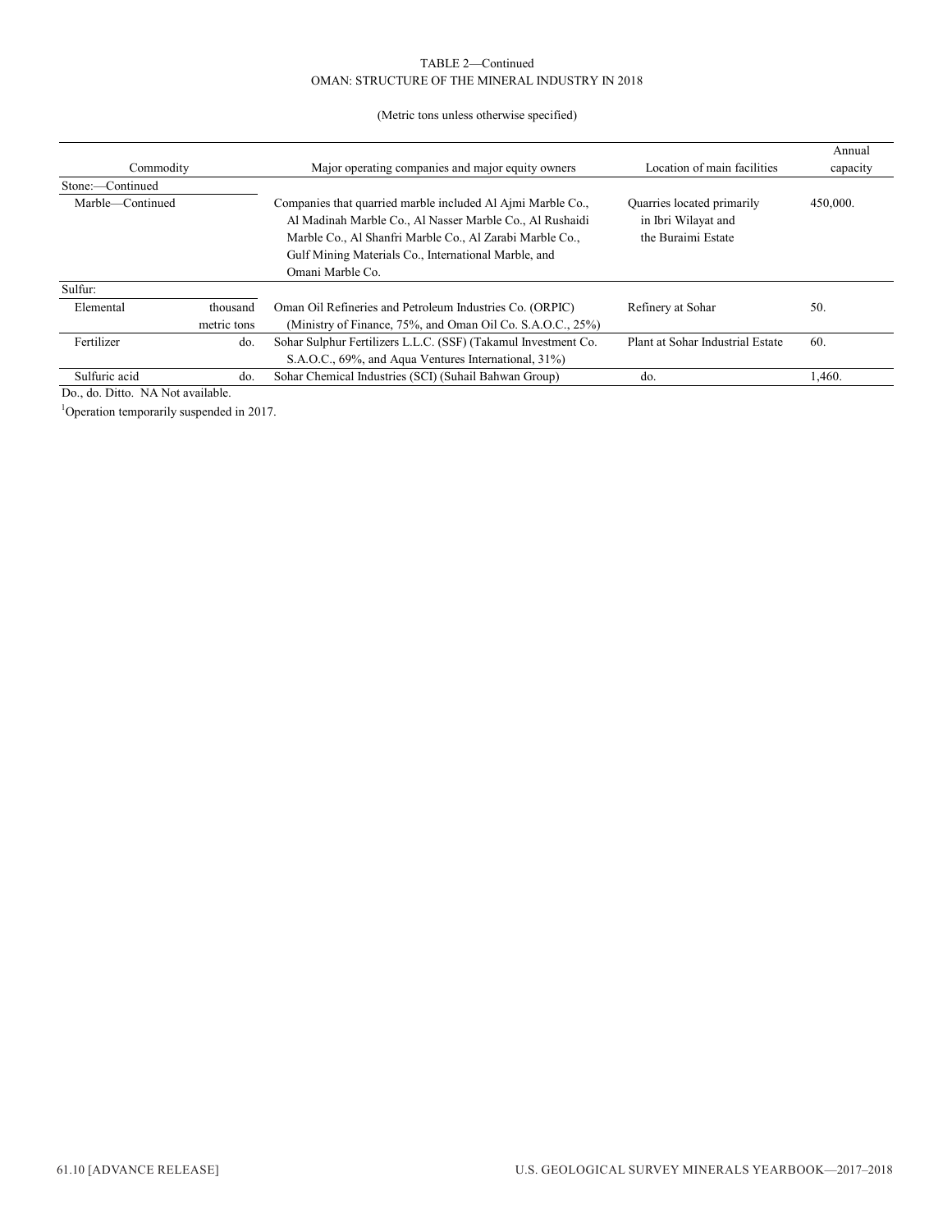TABLE 2—Continued
OMAN: STRUCTURE OF THE MINERAL INDUSTRY IN 2018

(Metric tons unless otherwise specified)

| Commodity | | Major operating companies and major equity owners | Location of main facilities | Annual capacity |
|---|---|---|---|---|
| Stone:—Continued | | | | |
| Marble—Continued | | Companies that quarried marble included Al Ajmi Marble Co., Al Madinah Marble Co., Al Nasser Marble Co., Al Rushaidi Marble Co., Al Shanfri Marble Co., Al Zarabi Marble Co., Gulf Mining Materials Co., International Marble, and Omani Marble Co. | Quarries located primarily in Ibri Wilayat and the Buraimi Estate | 450,000. |
| Sulfur: | | | | |
| Elemental | thousand metric tons | Oman Oil Refineries and Petroleum Industries Co. (ORPIC) (Ministry of Finance, 75%, and Oman Oil Co. S.A.O.C., 25%) | Refinery at Sohar | 50. |
| Fertilizer | do. | Sohar Sulphur Fertilizers L.L.C. (SSF) (Takamul Investment Co. S.A.O.C., 69%, and Aqua Ventures International, 31%) | Plant at Sohar Industrial Estate | 60. |
| Sulfuric acid | do. | Sohar Chemical Industries (SCI) (Suhail Bahwan Group) | do. | 1,460. |

Do., do. Ditto. NA Not available.

[1]Operation temporarily suspended in 2017.